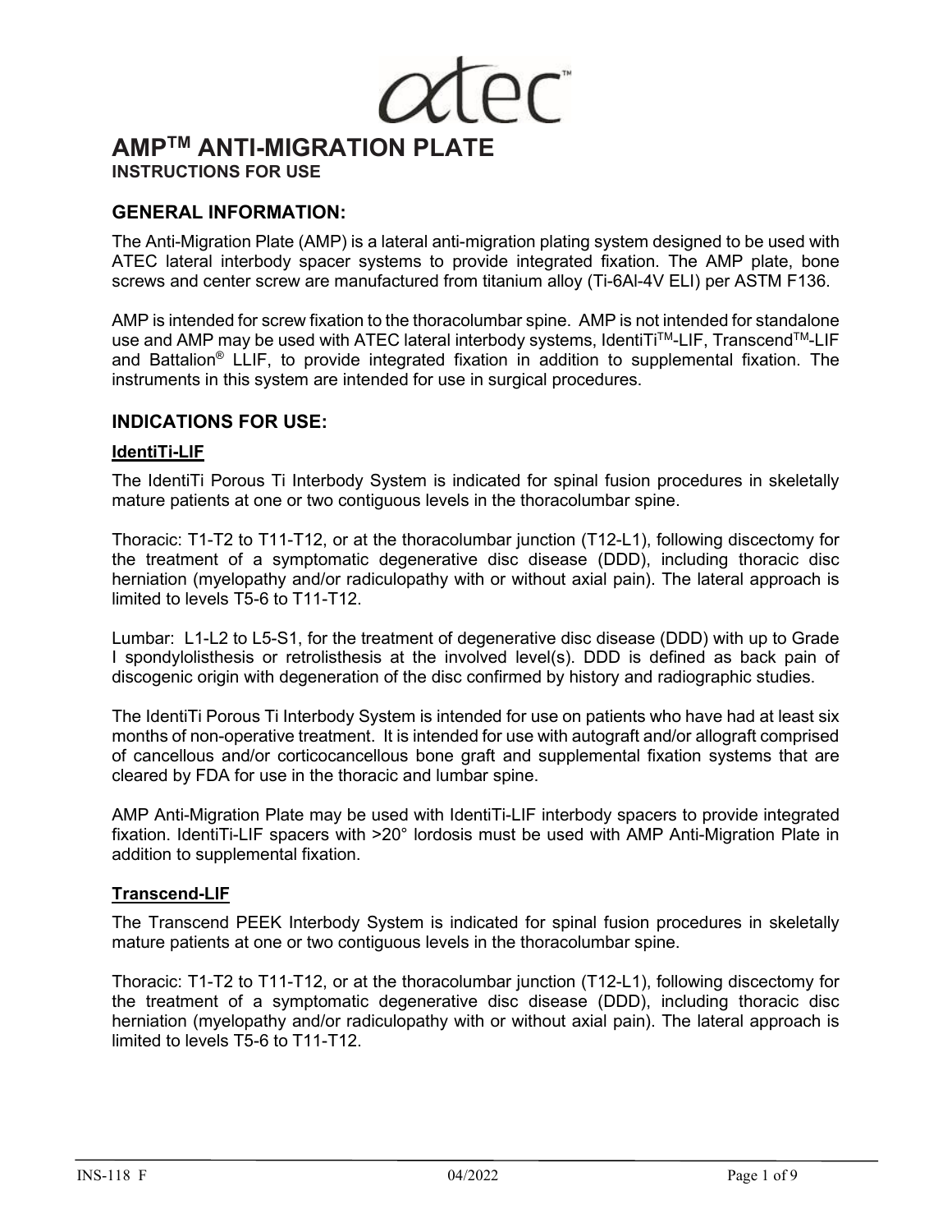atec™

# AMP™ ANTI-MIGRATION PLATE

**INSTRUCTIONS FOR USE**

## GENERAL INFORMATION:

The Anti-Migration Plate (AMP) is a lateral anti-migration plating system designed to be used with ATEC lateral interbody spacer systems to provide integrated fixation. The AMP plate, bone screws and center screw are manufactured from titanium alloy (Ti-6Al-4V ELI) per ASTM F136.

AMP is intended for screw fixation to the thoracolumbar spine. AMP is not intended for standalone use and AMP may be used with ATEC lateral interbody systems, IdentiTi™-LIF, Transcend™-LIF and Battalion® LLIF, to provide integrated fixation in addition to supplemental fixation. The instruments in this system are intended for use in surgical procedures.

## INDICATIONS FOR USE:

### IdentiTi-LIF

The IdentiTi Porous Ti Interbody System is indicated for spinal fusion procedures in skeletally mature patients at one or two contiguous levels in the thoracolumbar spine.

Thoracic: T1-T2 to T11-T12, or at the thoracolumbar junction (T12-L1), following discectomy for the treatment of a symptomatic degenerative disc disease (DDD), including thoracic disc herniation (myelopathy and/or radiculopathy with or without axial pain). The lateral approach is limited to levels T5-6 to T11-T12.

Lumbar: L1-L2 to L5-S1, for the treatment of degenerative disc disease (DDD) with up to Grade I spondylolisthesis or retrolisthesis at the involved level(s). DDD is defined as back pain of discogenic origin with degeneration of the disc confirmed by history and radiographic studies.

The IdentiTi Porous Ti Interbody System is intended for use on patients who have had at least six months of non-operative treatment. It is intended for use with autograft and/or allograft comprised of cancellous and/or corticocancellous bone graft and supplemental fixation systems that are cleared by FDA for use in the thoracic and lumbar spine.

AMP Anti-Migration Plate may be used with IdentiTi-LIF interbody spacers to provide integrated fixation. IdentiTi-LIF spacers with >20° lordosis must be used with AMP Anti-Migration Plate in addition to supplemental fixation.

### Transcend-LIF

The Transcend PEEK Interbody System is indicated for spinal fusion procedures in skeletally mature patients at one or two contiguous levels in the thoracolumbar spine.

Thoracic: T1-T2 to T11-T12, or at the thoracolumbar junction (T12-L1), following discectomy for the treatment of a symptomatic degenerative disc disease (DDD), including thoracic disc herniation (myelopathy and/or radiculopathy with or without axial pain). The lateral approach is limited to levels T5-6 to T11-T12.

INS-118 F 04/2022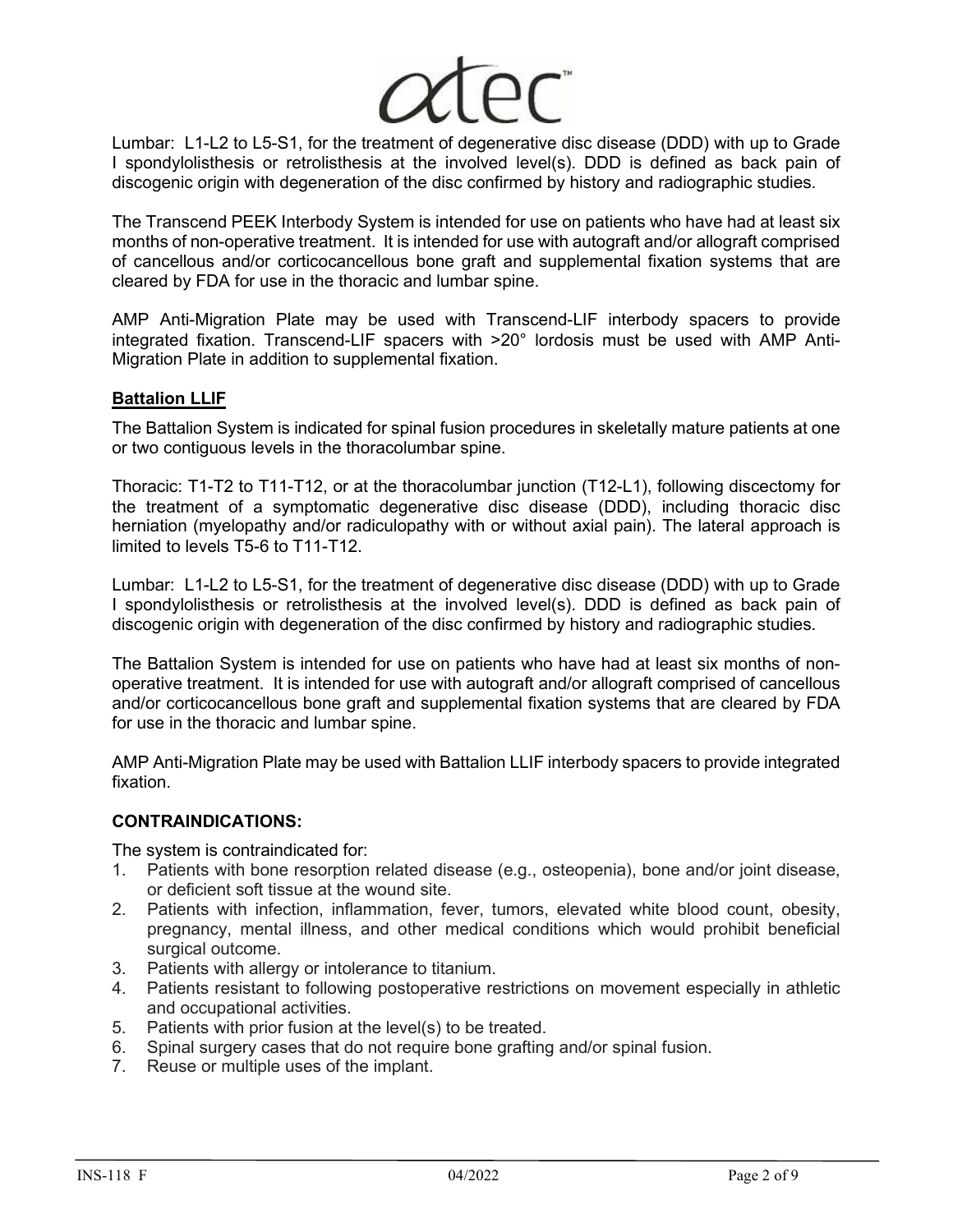Lumbar: L1-L2 to L5-S1, for the treatment of degenerative disc disease (DDD) with up to Grade I spondylolisthesis or retrolisthesis at the involved level(s). DDD is defined as back pain of discogenic origin with degeneration of the disc confirmed by history and radiographic studies.

The Transcend PEEK Interbody System is intended for use on patients who have had at least six months of non-operative treatment. It is intended for use with autograft and/or allograft comprised of cancellous and/or corticocancellous bone graft and supplemental fixation systems that are cleared by FDA for use in the thoracic and lumbar spine.

AMP Anti-Migration Plate may be used with Transcend-LIF interbody spacers to provide integrated fixation. Transcend-LIF spacers with >20° lordosis must be used with AMP Anti-Migration Plate in addition to supplemental fixation.

**Battalion LLIF**

The Battalion System is indicated for spinal fusion procedures in skeletally mature patients at one or two contiguous levels in the thoracolumbar spine.

Thoracic: T1-T2 to T11-T12, or at the thoracolumbar junction (T12-L1), following discectomy for the treatment of a symptomatic degenerative disc disease (DDD), including thoracic disc herniation (myelopathy and/or radiculopathy with or without axial pain). The lateral approach is limited to levels T5-6 to T11-T12.

Lumbar: L1-L2 to L5-S1, for the treatment of degenerative disc disease (DDD) with up to Grade I spondylolisthesis or retrolisthesis at the involved level(s). DDD is defined as back pain of discogenic origin with degeneration of the disc confirmed by history and radiographic studies.

The Battalion System is intended for use on patients who have had at least six months of non-operative treatment. It is intended for use with autograft and/or allograft comprised of cancellous and/or corticocancellous bone graft and supplemental fixation systems that are cleared by FDA for use in the thoracic and lumbar spine.

AMP Anti-Migration Plate may be used with Battalion LLIF interbody spacers to provide integrated fixation.

**CONTRAINDICATIONS:**

The system is contraindicated for:

1. Patients with bone resorption related disease (e.g., osteopenia), bone and/or joint disease, or deficient soft tissue at the wound site.
2. Patients with infection, inflammation, fever, tumors, elevated white blood count, obesity, pregnancy, mental illness, and other medical conditions which would prohibit beneficial surgical outcome.
3. Patients with allergy or intolerance to titanium.
4. Patients resistant to following postoperative restrictions on movement especially in athletic and occupational activities.
5. Patients with prior fusion at the level(s) to be treated.
6. Spinal surgery cases that do not require bone grafting and/or spinal fusion.
7. Reuse or multiple uses of the implant.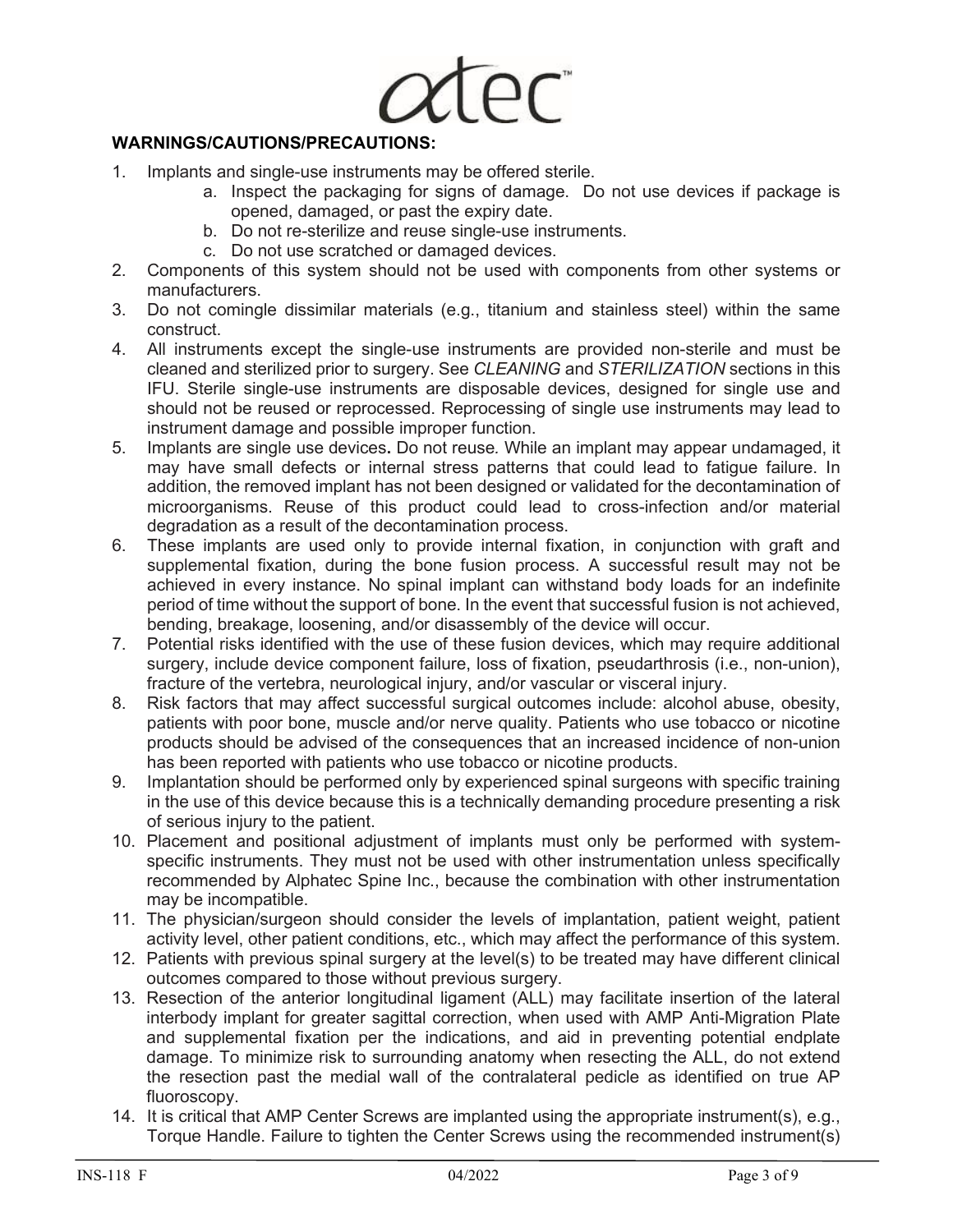**WARNINGS/CAUTIONS/PRECAUTIONS:**

1. Implants and single-use instruments may be offered sterile.
   a. Inspect the packaging for signs of damage. Do not use devices if package is opened, damaged, or past the expiry date.
   b. Do not re-sterilize and reuse single-use instruments.
   c. Do not use scratched or damaged devices.
2. Components of this system should not be used with components from other systems or manufacturers.
3. Do not comingle dissimilar materials (e.g., titanium and stainless steel) within the same construct.
4. All instruments except the single-use instruments are provided non-sterile and must be cleaned and sterilized prior to surgery. See *CLEANING* and *STERILIZATION* sections in this IFU. Sterile single-use instruments are disposable devices, designed for single use and should not be reused or reprocessed. Reprocessing of single use instruments may lead to instrument damage and possible improper function.
5. Implants are single use devices**.** Do not reuse*.* While an implant may appear undamaged, it may have small defects or internal stress patterns that could lead to fatigue failure. In addition, the removed implant has not been designed or validated for the decontamination of microorganisms. Reuse of this product could lead to cross-infection and/or material degradation as a result of the decontamination process.
6. These implants are used only to provide internal fixation, in conjunction with graft and supplemental fixation, during the bone fusion process. A successful result may not be achieved in every instance. No spinal implant can withstand body loads for an indefinite period of time without the support of bone. In the event that successful fusion is not achieved, bending, breakage, loosening, and/or disassembly of the device will occur.
7. Potential risks identified with the use of these fusion devices, which may require additional surgery, include device component failure, loss of fixation, pseudarthrosis (i.e., non-union), fracture of the vertebra, neurological injury, and/or vascular or visceral injury.
8. Risk factors that may affect successful surgical outcomes include: alcohol abuse, obesity, patients with poor bone, muscle and/or nerve quality. Patients who use tobacco or nicotine products should be advised of the consequences that an increased incidence of non-union has been reported with patients who use tobacco or nicotine products.
9. Implantation should be performed only by experienced spinal surgeons with specific training in the use of this device because this is a technically demanding procedure presenting a risk of serious injury to the patient.
10. Placement and positional adjustment of implants must only be performed with system-specific instruments. They must not be used with other instrumentation unless specifically recommended by Alphatec Spine Inc., because the combination with other instrumentation may be incompatible.
11. The physician/surgeon should consider the levels of implantation, patient weight, patient activity level, other patient conditions, etc., which may affect the performance of this system.
12. Patients with previous spinal surgery at the level(s) to be treated may have different clinical outcomes compared to those without previous surgery.
13. Resection of the anterior longitudinal ligament (ALL) may facilitate insertion of the lateral interbody implant for greater sagittal correction, when used with AMP Anti-Migration Plate and supplemental fixation per the indications, and aid in preventing potential endplate damage. To minimize risk to surrounding anatomy when resecting the ALL, do not extend the resection past the medial wall of the contralateral pedicle as identified on true AP fluoroscopy.
14. It is critical that AMP Center Screws are implanted using the appropriate instrument(s), e.g., Torque Handle. Failure to tighten the Center Screws using the recommended instrument(s)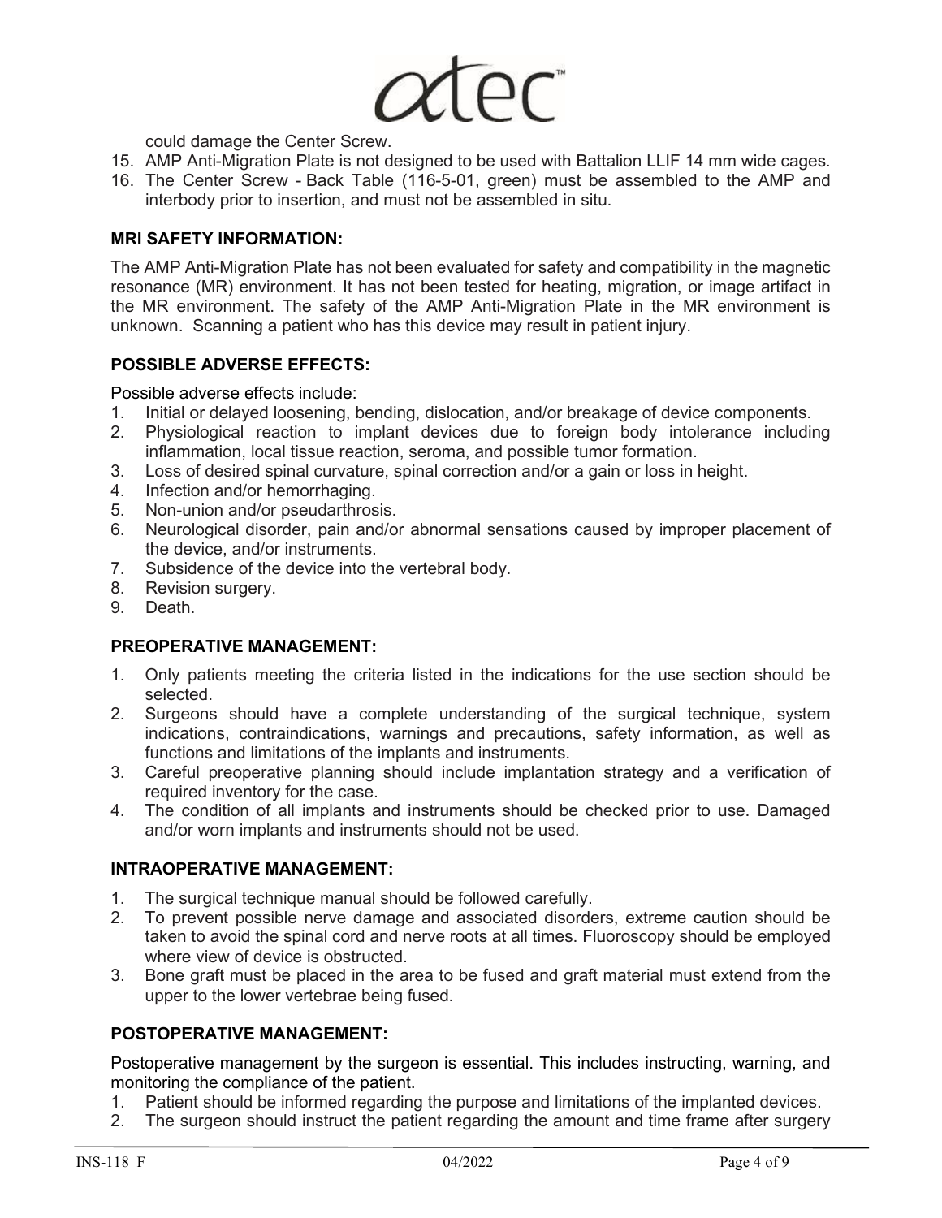could damage the Center Screw.

15. AMP Anti-Migration Plate is not designed to be used with Battalion LLIF 14 mm wide cages.
16. The Center Screw - Back Table (116-5-01, green) must be assembled to the AMP and interbody prior to insertion, and must not be assembled in situ.

**MRI SAFETY INFORMATION:**

The AMP Anti-Migration Plate has not been evaluated for safety and compatibility in the magnetic resonance (MR) environment. It has not been tested for heating, migration, or image artifact in the MR environment. The safety of the AMP Anti-Migration Plate in the MR environment is unknown. Scanning a patient who has this device may result in patient injury.

**POSSIBLE ADVERSE EFFECTS:**

Possible adverse effects include:

1. Initial or delayed loosening, bending, dislocation, and/or breakage of device components.
2. Physiological reaction to implant devices due to foreign body intolerance including inflammation, local tissue reaction, seroma, and possible tumor formation.
3. Loss of desired spinal curvature, spinal correction and/or a gain or loss in height.
4. Infection and/or hemorrhaging.
5. Non-union and/or pseudarthrosis.
6. Neurological disorder, pain and/or abnormal sensations caused by improper placement of the device, and/or instruments.
7. Subsidence of the device into the vertebral body.
8. Revision surgery.
9. Death.

**PREOPERATIVE MANAGEMENT:**

1. Only patients meeting the criteria listed in the indications for the use section should be selected.
2. Surgeons should have a complete understanding of the surgical technique, system indications, contraindications, warnings and precautions, safety information, as well as functions and limitations of the implants and instruments.
3. Careful preoperative planning should include implantation strategy and a verification of required inventory for the case.
4. The condition of all implants and instruments should be checked prior to use. Damaged and/or worn implants and instruments should not be used.

**INTRAOPERATIVE MANAGEMENT:**

1. The surgical technique manual should be followed carefully.
2. To prevent possible nerve damage and associated disorders, extreme caution should be taken to avoid the spinal cord and nerve roots at all times. Fluoroscopy should be employed where view of device is obstructed.
3. Bone graft must be placed in the area to be fused and graft material must extend from the upper to the lower vertebrae being fused.

**POSTOPERATIVE MANAGEMENT:**

Postoperative management by the surgeon is essential. This includes instructing, warning, and monitoring the compliance of the patient.

1. Patient should be informed regarding the purpose and limitations of the implanted devices.
2. The surgeon should instruct the patient regarding the amount and time frame after surgery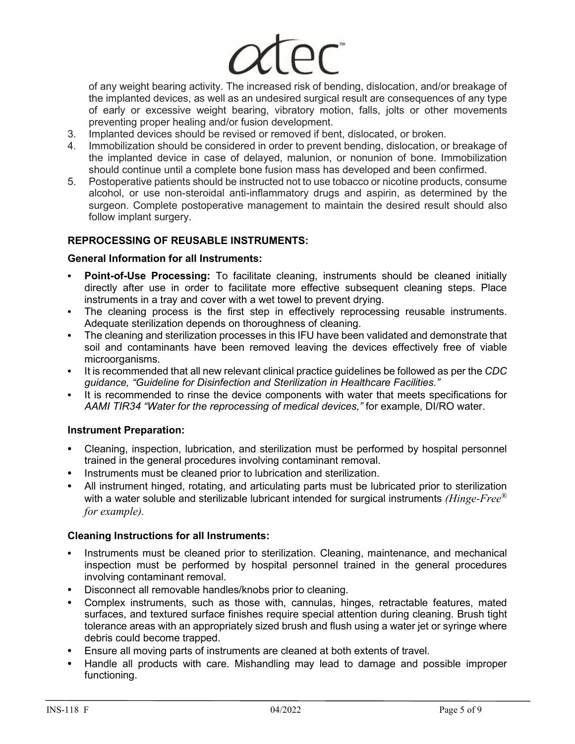of any weight bearing activity. The increased risk of bending, dislocation, and/or breakage of the implanted devices, as well as an undesired surgical result are consequences of any type of early or excessive weight bearing, vibratory motion, falls, jolts or other movements preventing proper healing and/or fusion development.

3. Implanted devices should be revised or removed if bent, dislocated, or broken.
4. Immobilization should be considered in order to prevent bending, dislocation, or breakage of the implanted device in case of delayed, malunion, or nonunion of bone. Immobilization should continue until a complete bone fusion mass has developed and been confirmed.
5. Postoperative patients should be instructed not to use tobacco or nicotine products, consume alcohol, or use non-steroidal anti-inflammatory drugs and aspirin, as determined by the surgeon. Complete postoperative management to maintain the desired result should also follow implant surgery.

## REPROCESSING OF REUSABLE INSTRUMENTS:

### General Information for all Instruments:

- **Point-of-Use Processing:** To facilitate cleaning, instruments should be cleaned initially directly after use in order to facilitate more effective subsequent cleaning steps. Place instruments in a tray and cover with a wet towel to prevent drying.
- The cleaning process is the first step in effectively reprocessing reusable instruments. Adequate sterilization depends on thoroughness of cleaning.
- The cleaning and sterilization processes in this IFU have been validated and demonstrate that soil and contaminants have been removed leaving the devices effectively free of viable microorganisms.
- It is recommended that all new relevant clinical practice guidelines be followed as per the *CDC guidance, "Guideline for Disinfection and Sterilization in Healthcare Facilities."*
- It is recommended to rinse the device components with water that meets specifications for *AAMI TIR34 "Water for the reprocessing of medical devices,"* for example, DI/RO water.

### Instrument Preparation:

- Cleaning, inspection, lubrication, and sterilization must be performed by hospital personnel trained in the general procedures involving contaminant removal.
- Instruments must be cleaned prior to lubrication and sterilization.
- All instrument hinged, rotating, and articulating parts must be lubricated prior to sterilization with a water soluble and sterilizable lubricant intended for surgical instruments *(Hinge-Free® for example)*.

### Cleaning Instructions for all Instruments:

- Instruments must be cleaned prior to sterilization. Cleaning, maintenance, and mechanical inspection must be performed by hospital personnel trained in the general procedures involving contaminant removal.
- Disconnect all removable handles/knobs prior to cleaning.
- Complex instruments, such as those with, cannulas, hinges, retractable features, mated surfaces, and textured surface finishes require special attention during cleaning. Brush tight tolerance areas with an appropriately sized brush and flush using a water jet or syringe where debris could become trapped.
- Ensure all moving parts of instruments are cleaned at both extents of travel.
- Handle all products with care. Mishandling may lead to damage and possible improper functioning.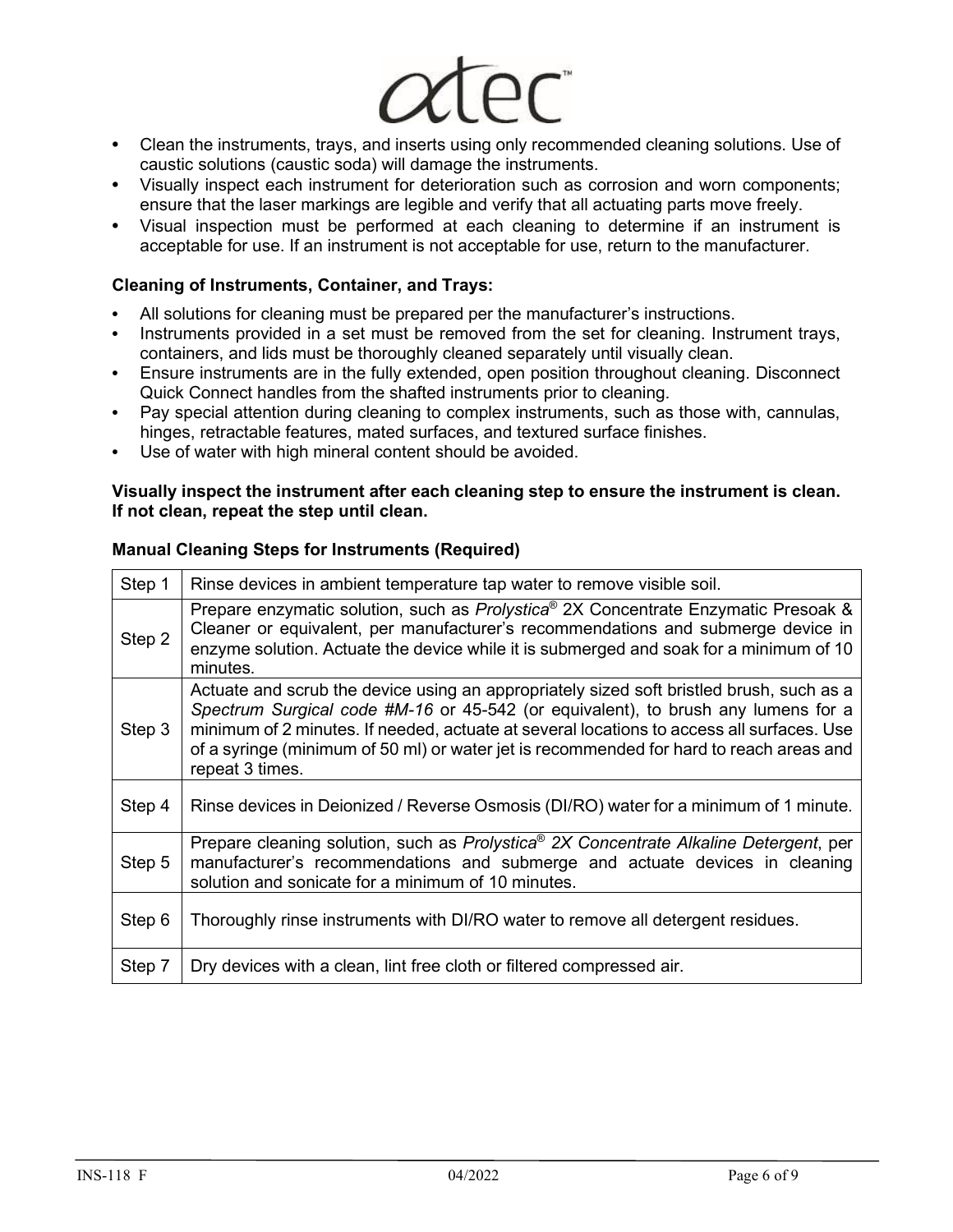- Clean the instruments, trays, and inserts using only recommended cleaning solutions. Use of caustic solutions (caustic soda) will damage the instruments.
- Visually inspect each instrument for deterioration such as corrosion and worn components; ensure that the laser markings are legible and verify that all actuating parts move freely.
- Visual inspection must be performed at each cleaning to determine if an instrument is acceptable for use. If an instrument is not acceptable for use, return to the manufacturer.

**Cleaning of Instruments, Container, and Trays:**

- All solutions for cleaning must be prepared per the manufacturer's instructions.
- Instruments provided in a set must be removed from the set for cleaning. Instrument trays, containers, and lids must be thoroughly cleaned separately until visually clean.
- Ensure instruments are in the fully extended, open position throughout cleaning. Disconnect Quick Connect handles from the shafted instruments prior to cleaning.
- Pay special attention during cleaning to complex instruments, such as those with, cannulas, hinges, retractable features, mated surfaces, and textured surface finishes.
- Use of water with high mineral content should be avoided.

**Visually inspect the instrument after each cleaning step to ensure the instrument is clean. If not clean, repeat the step until clean.**

**Manual Cleaning Steps for Instruments (Required)**

| | |
|---|---|
| Step 1 | Rinse devices in ambient temperature tap water to remove visible soil. |
| Step 2 | Prepare enzymatic solution, such as *Prolystica®* 2X Concentrate Enzymatic Presoak & Cleaner or equivalent, per manufacturer's recommendations and submerge device in enzyme solution. Actuate the device while it is submerged and soak for a minimum of 10 minutes. |
| Step 3 | Actuate and scrub the device using an appropriately sized soft bristled brush, such as a *Spectrum Surgical code #M-16* or 45-542 (or equivalent), to brush any lumens for a minimum of 2 minutes. If needed, actuate at several locations to access all surfaces. Use of a syringe (minimum of 50 ml) or water jet is recommended for hard to reach areas and repeat 3 times. |
| Step 4 | Rinse devices in Deionized / Reverse Osmosis (DI/RO) water for a minimum of 1 minute. |
| Step 5 | Prepare cleaning solution, such as *Prolystica® 2X Concentrate Alkaline Detergent*, per manufacturer's recommendations and submerge and actuate devices in cleaning solution and sonicate for a minimum of 10 minutes. |
| Step 6 | Thoroughly rinse instruments with DI/RO water to remove all detergent residues. |
| Step 7 | Dry devices with a clean, lint free cloth or filtered compressed air. |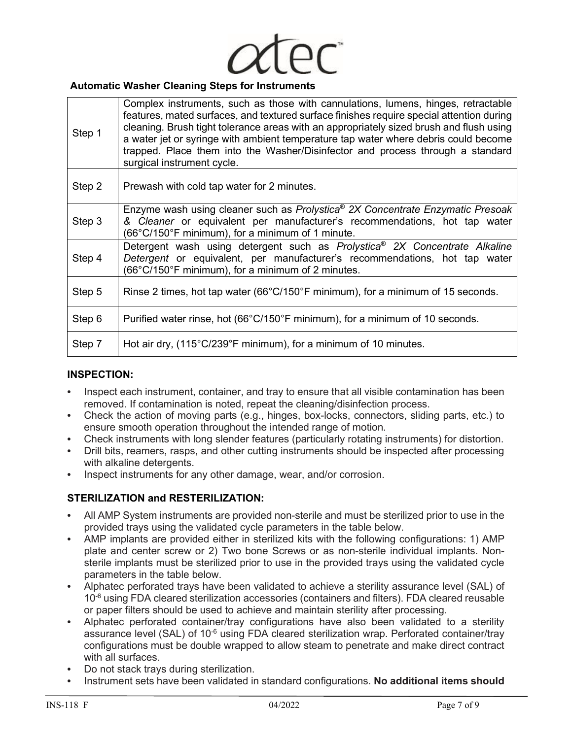**Automatic Washer Cleaning Steps for Instruments**

| | |
|---|---|
| Step 1 | Complex instruments, such as those with cannulations, lumens, hinges, retractable features, mated surfaces, and textured surface finishes require special attention during cleaning. Brush tight tolerance areas with an appropriately sized brush and flush using a water jet or syringe with ambient temperature tap water where debris could become trapped. Place them into the Washer/Disinfector and process through a standard surgical instrument cycle. |
| Step 2 | Prewash with cold tap water for 2 minutes. |
| Step 3 | Enzyme wash using cleaner such as *Prolystica® 2X Concentrate Enzymatic Presoak & Cleaner* or equivalent per manufacturer's recommendations, hot tap water (66°C/150°F minimum), for a minimum of 1 minute. |
| Step 4 | Detergent wash using detergent such as *Prolystica® 2X Concentrate Alkaline Detergent* or equivalent, per manufacturer's recommendations, hot tap water (66°C/150°F minimum), for a minimum of 2 minutes. |
| Step 5 | Rinse 2 times, hot tap water (66°C/150°F minimum), for a minimum of 15 seconds. |
| Step 6 | Purified water rinse, hot (66°C/150°F minimum), for a minimum of 10 seconds. |
| Step 7 | Hot air dry, (115°C/239°F minimum), for a minimum of 10 minutes. |

## INSPECTION:

- Inspect each instrument, container, and tray to ensure that all visible contamination has been removed. If contamination is noted, repeat the cleaning/disinfection process.
- Check the action of moving parts (e.g., hinges, box-locks, connectors, sliding parts, etc.) to ensure smooth operation throughout the intended range of motion.
- Check instruments with long slender features (particularly rotating instruments) for distortion.
- Drill bits, reamers, rasps, and other cutting instruments should be inspected after processing with alkaline detergents.
- Inspect instruments for any other damage, wear, and/or corrosion.

## STERILIZATION and RESTERILIZATION:

- All AMP System instruments are provided non-sterile and must be sterilized prior to use in the provided trays using the validated cycle parameters in the table below.
- AMP implants are provided either in sterilized kits with the following configurations: 1) AMP plate and center screw or 2) Two bone Screws or as non-sterile individual implants. Non-sterile implants must be sterilized prior to use in the provided trays using the validated cycle parameters in the table below.
- Alphatec perforated trays have been validated to achieve a sterility assurance level (SAL) of $10^{-6}$ using FDA cleared sterilization accessories (containers and filters). FDA cleared reusable or paper filters should be used to achieve and maintain sterility after processing.
- Alphatec perforated container/tray configurations have also been validated to a sterility assurance level (SAL) of $10^{-6}$ using FDA cleared sterilization wrap. Perforated container/tray configurations must be double wrapped to allow steam to penetrate and make direct contract with all surfaces.
- Do not stack trays during sterilization.
- Instrument sets have been validated in standard configurations. **No additional items should**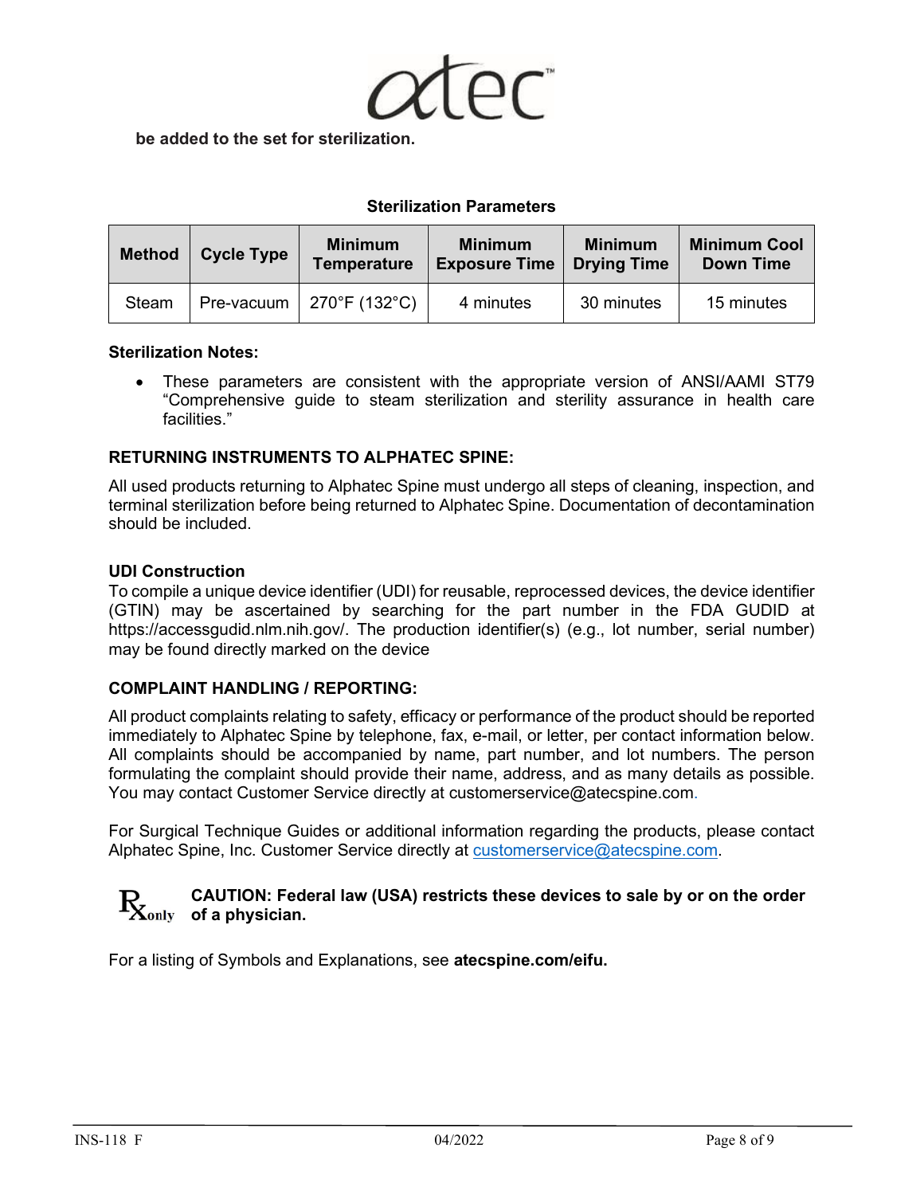**be added to the set for sterilization.**

**Sterilization Parameters**

| Method | Cycle Type | Minimum Temperature | Minimum Exposure Time | Minimum Drying Time | Minimum Cool Down Time |
|---|---|---|---|---|---|
| Steam | Pre-vacuum | 270°F (132°C) | 4 minutes | 30 minutes | 15 minutes |

**Sterilization Notes:**

- These parameters are consistent with the appropriate version of ANSI/AAMI ST79 "Comprehensive guide to steam sterilization and sterility assurance in health care facilities."

### RETURNING INSTRUMENTS TO ALPHATEC SPINE:

All used products returning to Alphatec Spine must undergo all steps of cleaning, inspection, and terminal sterilization before being returned to Alphatec Spine. Documentation of decontamination should be included.

### UDI Construction

To compile a unique device identifier (UDI) for reusable, reprocessed devices, the device identifier (GTIN) may be ascertained by searching for the part number in the FDA GUDID at https://accessgudid.nlm.nih.gov/. The production identifier(s) (e.g., lot number, serial number) may be found directly marked on the device

### COMPLAINT HANDLING / REPORTING:

All product complaints relating to safety, efficacy or performance of the product should be reported immediately to Alphatec Spine by telephone, fax, e-mail, or letter, per contact information below. All complaints should be accompanied by name, part number, and lot numbers. The person formulating the complaint should provide their name, address, and as many details as possible. You may contact Customer Service directly at customerservice@atecspine.com.

For Surgical Technique Guides or additional information regarding the products, please contact Alphatec Spine, Inc. Customer Service directly at customerservice@atecspine.com.

Rx only **CAUTION: Federal law (USA) restricts these devices to sale by or on the order of a physician.**

For a listing of Symbols and Explanations, see **atecspine.com/eifu.**

INS-118 F 04/2022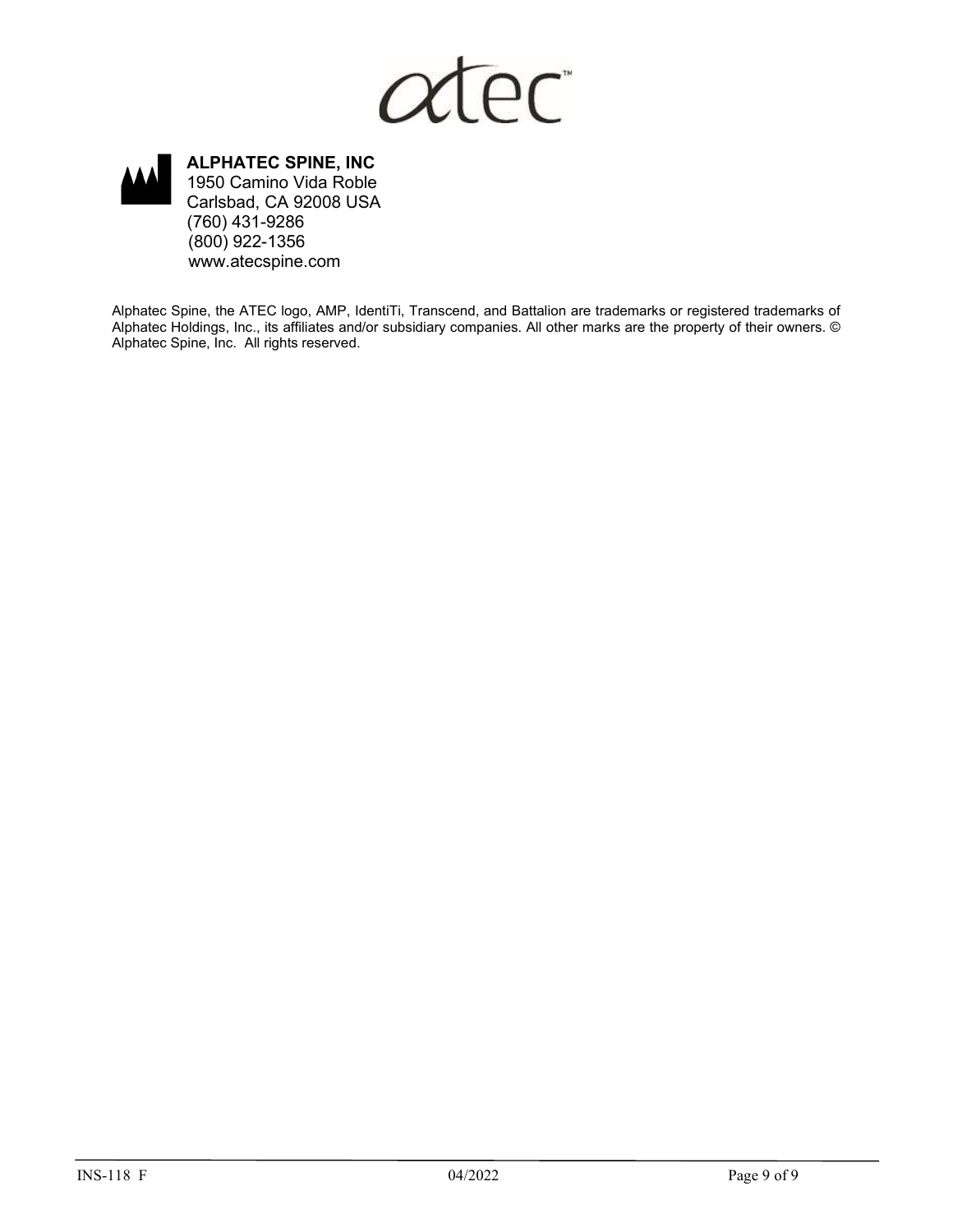**ALPHATEC SPINE, INC**
1950 Camino Vida Roble
Carlsbad, CA 92008 USA
(760) 431-9286
(800) 922-1356
www.atecspine.com

Alphatec Spine, the ATEC logo, AMP, IdentiTi, Transcend, and Battalion are trademarks or registered trademarks of Alphatec Holdings, Inc., its affiliates and/or subsidiary companies. All other marks are the property of their owners. © Alphatec Spine, Inc. All rights reserved.

INS-118 F 04/2022